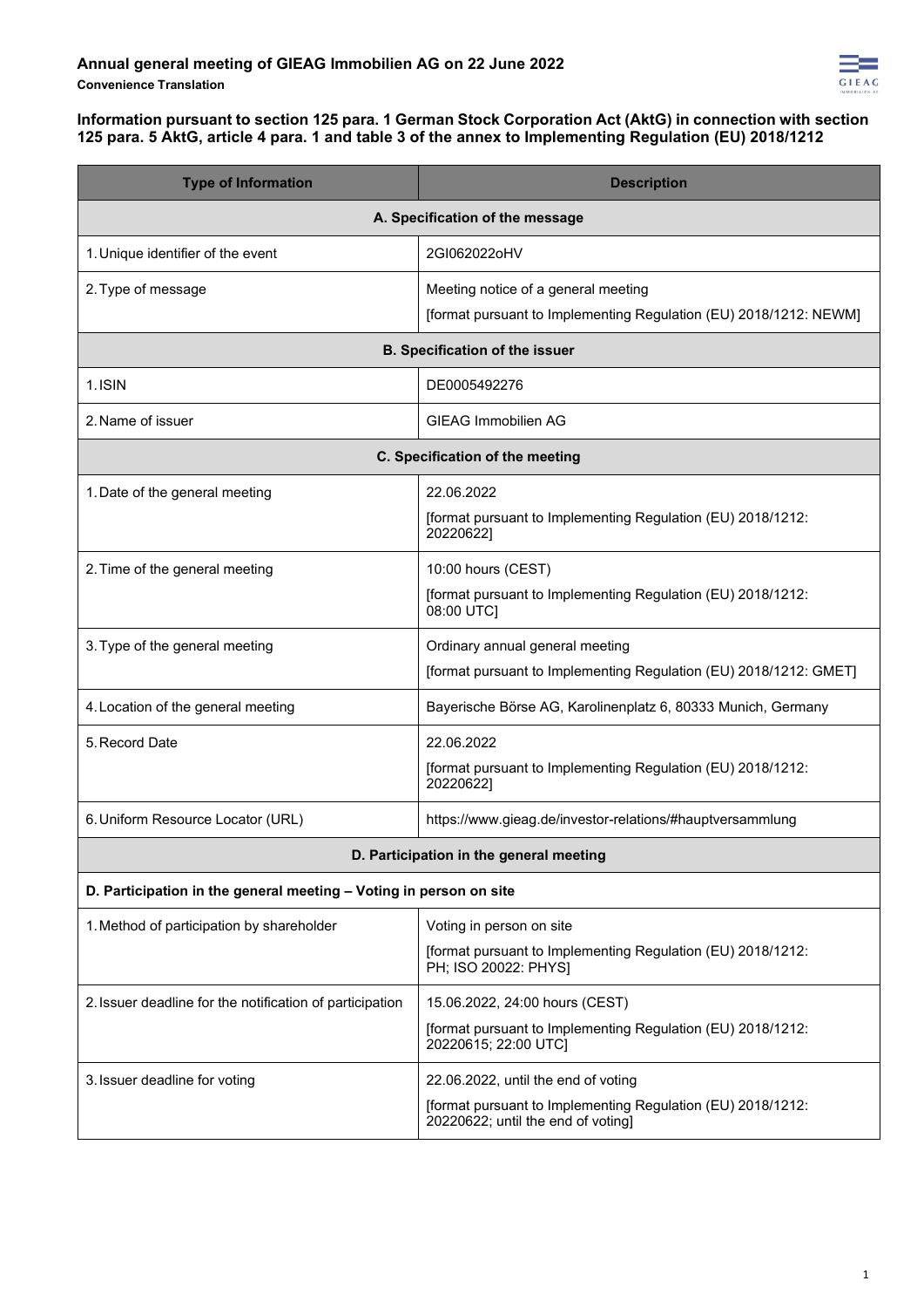**Annual general meeting of GIEAG Immobilien AG on 22 June 2022**

**Convenience Translation**

**Information pursuant to section 125 para. 1 German Stock Corporation Act (AktG) in connection with section 125 para. 5 AktG, article 4 para. 1 and table 3 of the annex to Implementing Regulation (EU) 2018/1212**

| Type of Information | Description |
|---|---|
| **A. Specification of the message** | |
| 1. Unique identifier of the event | 2GI062022oHV |
| 2. Type of message | Meeting notice of a general meeting<br>[format pursuant to Implementing Regulation (EU) 2018/1212: NEWM] |
| **B. Specification of the issuer** | |
| 1. ISIN | DE0005492276 |
| 2. Name of issuer | GIEAG Immobilien AG |
| **C. Specification of the meeting** | |
| 1. Date of the general meeting | 22.06.2022<br>[format pursuant to Implementing Regulation (EU) 2018/1212: 20220622] |
| 2. Time of the general meeting | 10:00 hours (CEST)<br>[format pursuant to Implementing Regulation (EU) 2018/1212: 08:00 UTC] |
| 3. Type of the general meeting | Ordinary annual general meeting<br>[format pursuant to Implementing Regulation (EU) 2018/1212: GMET] |
| 4. Location of the general meeting | Bayerische Börse AG, Karolinenplatz 6, 80333 Munich, Germany |
| 5. Record Date | 22.06.2022<br>[format pursuant to Implementing Regulation (EU) 2018/1212: 20220622] |
| 6. Uniform Resource Locator (URL) | https://www.gieag.de/investor-relations/#hauptversammlung |
| **D. Participation in the general meeting** | |
| **D. Participation in the general meeting – Voting in person on site** | |
| 1. Method of participation by shareholder | Voting in person on site<br>[format pursuant to Implementing Regulation (EU) 2018/1212: PH; ISO 20022: PHYS] |
| 2. Issuer deadline for the notification of participation | 15.06.2022, 24:00 hours (CEST)<br>[format pursuant to Implementing Regulation (EU) 2018/1212: 20220615; 22:00 UTC] |
| 3. Issuer deadline for voting | 22.06.2022, until the end of voting<br>[format pursuant to Implementing Regulation (EU) 2018/1212: 20220622; until the end of voting] |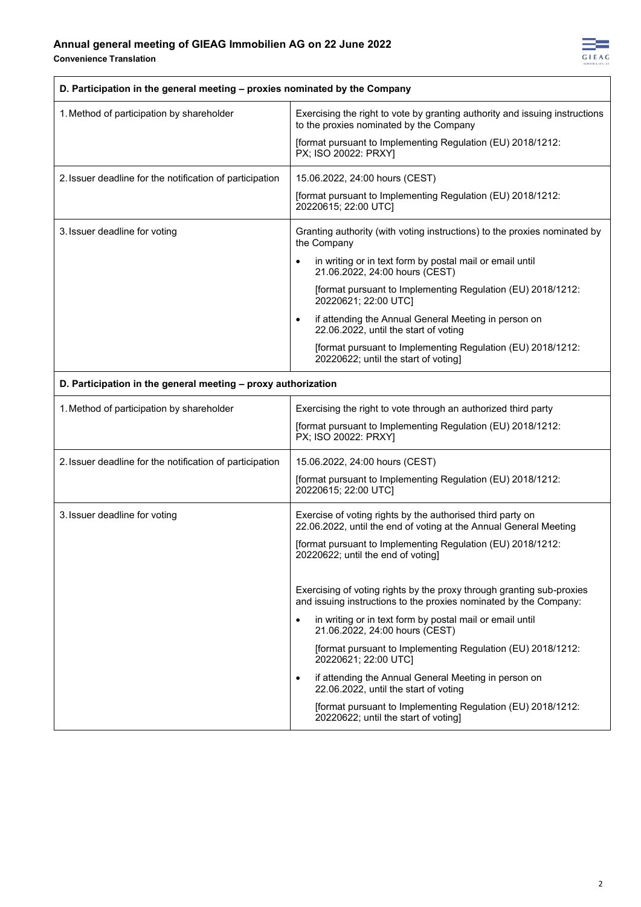| D. Participation in the general meeting – proxies nominated by the Company | |
|---|---|
| 1. Method of participation by shareholder | Exercising the right to vote by granting authority and issuing instructions to the proxies nominated by the Company<br><br>[format pursuant to Implementing Regulation (EU) 2018/1212: PX; ISO 20022: PRXY] |
| 2. Issuer deadline for the notification of participation | 15.06.2022, 24:00 hours (CEST)<br><br>[format pursuant to Implementing Regulation (EU) 2018/1212: 20220615; 22:00 UTC] |
| 3. Issuer deadline for voting | Granting authority (with voting instructions) to the proxies nominated by the Company<br><br>• in writing or in text form by postal mail or email until 21.06.2022, 24:00 hours (CEST)<br><br>[format pursuant to Implementing Regulation (EU) 2018/1212: 20220621; 22:00 UTC]<br><br>• if attending the Annual General Meeting in person on 22.06.2022, until the start of voting<br><br>[format pursuant to Implementing Regulation (EU) 2018/1212: 20220622; until the start of voting] |

| D. Participation in the general meeting – proxy authorization | |
|---|---|
| 1. Method of participation by shareholder | Exercising the right to vote through an authorized third party<br><br>[format pursuant to Implementing Regulation (EU) 2018/1212: PX; ISO 20022: PRXY] |
| 2. Issuer deadline for the notification of participation | 15.06.2022, 24:00 hours (CEST)<br><br>[format pursuant to Implementing Regulation (EU) 2018/1212: 20220615; 22:00 UTC] |
| 3. Issuer deadline for voting | Exercise of voting rights by the authorised third party on 22.06.2022, until the end of voting at the Annual General Meeting<br><br>[format pursuant to Implementing Regulation (EU) 2018/1212: 20220622; until the end of voting]<br><br>Exercising of voting rights by the proxy through granting sub-proxies and issuing instructions to the proxies nominated by the Company:<br><br>• in writing or in text form by postal mail or email until 21.06.2022, 24:00 hours (CEST)<br><br>[format pursuant to Implementing Regulation (EU) 2018/1212: 20220621; 22:00 UTC]<br><br>• if attending the Annual General Meeting in person on 22.06.2022, until the start of voting<br><br>[format pursuant to Implementing Regulation (EU) 2018/1212: 20220622; until the start of voting] |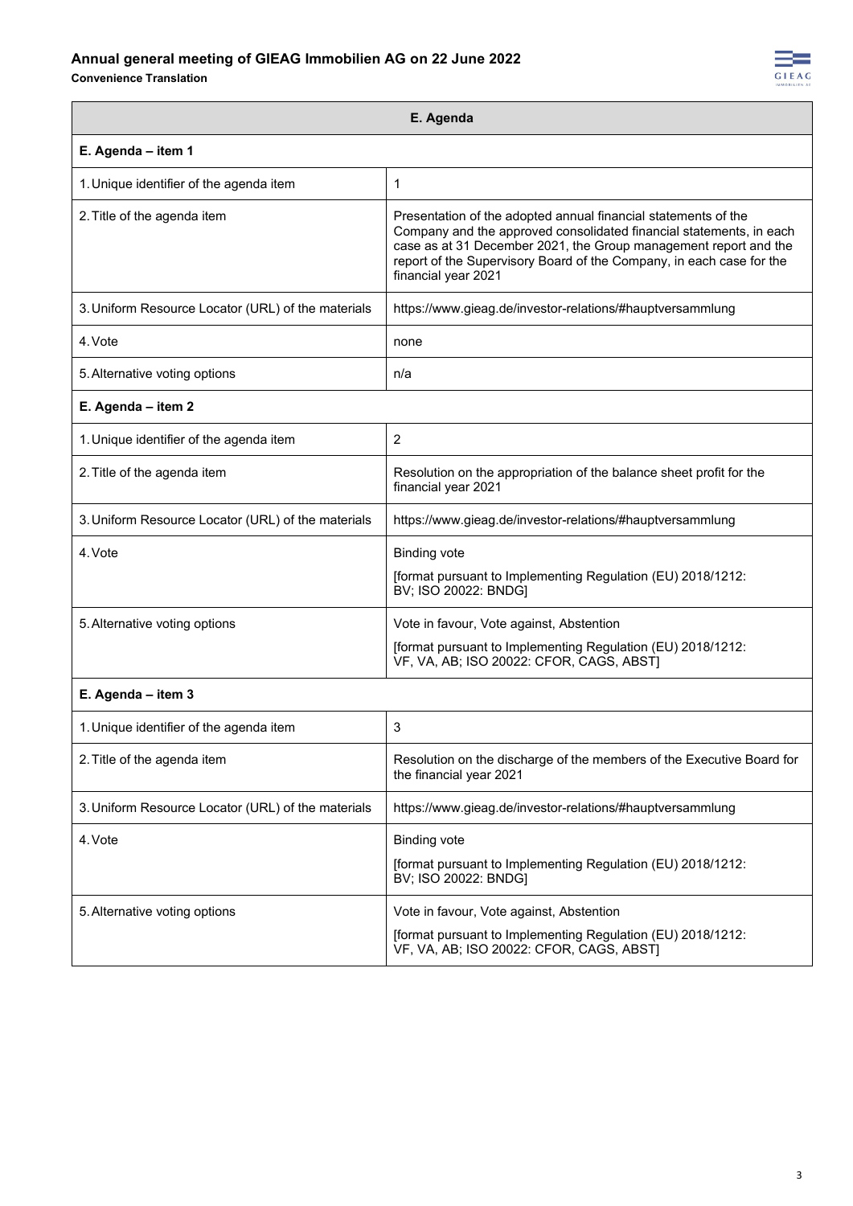# Annual general meeting of GIEAG Immobilien AG on 22 June 2022

**Convenience Translation**

| E. Agenda | |
|---|---|
| **E. Agenda – item 1** | |
| 1. Unique identifier of the agenda item | 1 |
| 2. Title of the agenda item | Presentation of the adopted annual financial statements of the Company and the approved consolidated financial statements, in each case as at 31 December 2021, the Group management report and the report of the Supervisory Board of the Company, in each case for the financial year 2021 |
| 3. Uniform Resource Locator (URL) of the materials | https://www.gieag.de/investor-relations/#hauptversammlung |
| 4. Vote | none |
| 5. Alternative voting options | n/a |
| **E. Agenda – item 2** | |
| 1. Unique identifier of the agenda item | 2 |
| 2. Title of the agenda item | Resolution on the appropriation of the balance sheet profit for the financial year 2021 |
| 3. Uniform Resource Locator (URL) of the materials | https://www.gieag.de/investor-relations/#hauptversammlung |
| 4. Vote | Binding vote<br>[format pursuant to Implementing Regulation (EU) 2018/1212: BV; ISO 20022: BNDG] |
| 5. Alternative voting options | Vote in favour, Vote against, Abstention<br>[format pursuant to Implementing Regulation (EU) 2018/1212: VF, VA, AB; ISO 20022: CFOR, CAGS, ABST] |
| **E. Agenda – item 3** | |
| 1. Unique identifier of the agenda item | 3 |
| 2. Title of the agenda item | Resolution on the discharge of the members of the Executive Board for the financial year 2021 |
| 3. Uniform Resource Locator (URL) of the materials | https://www.gieag.de/investor-relations/#hauptversammlung |
| 4. Vote | Binding vote<br>[format pursuant to Implementing Regulation (EU) 2018/1212: BV; ISO 20022: BNDG] |
| 5. Alternative voting options | Vote in favour, Vote against, Abstention<br>[format pursuant to Implementing Regulation (EU) 2018/1212: VF, VA, AB; ISO 20022: CFOR, CAGS, ABST] |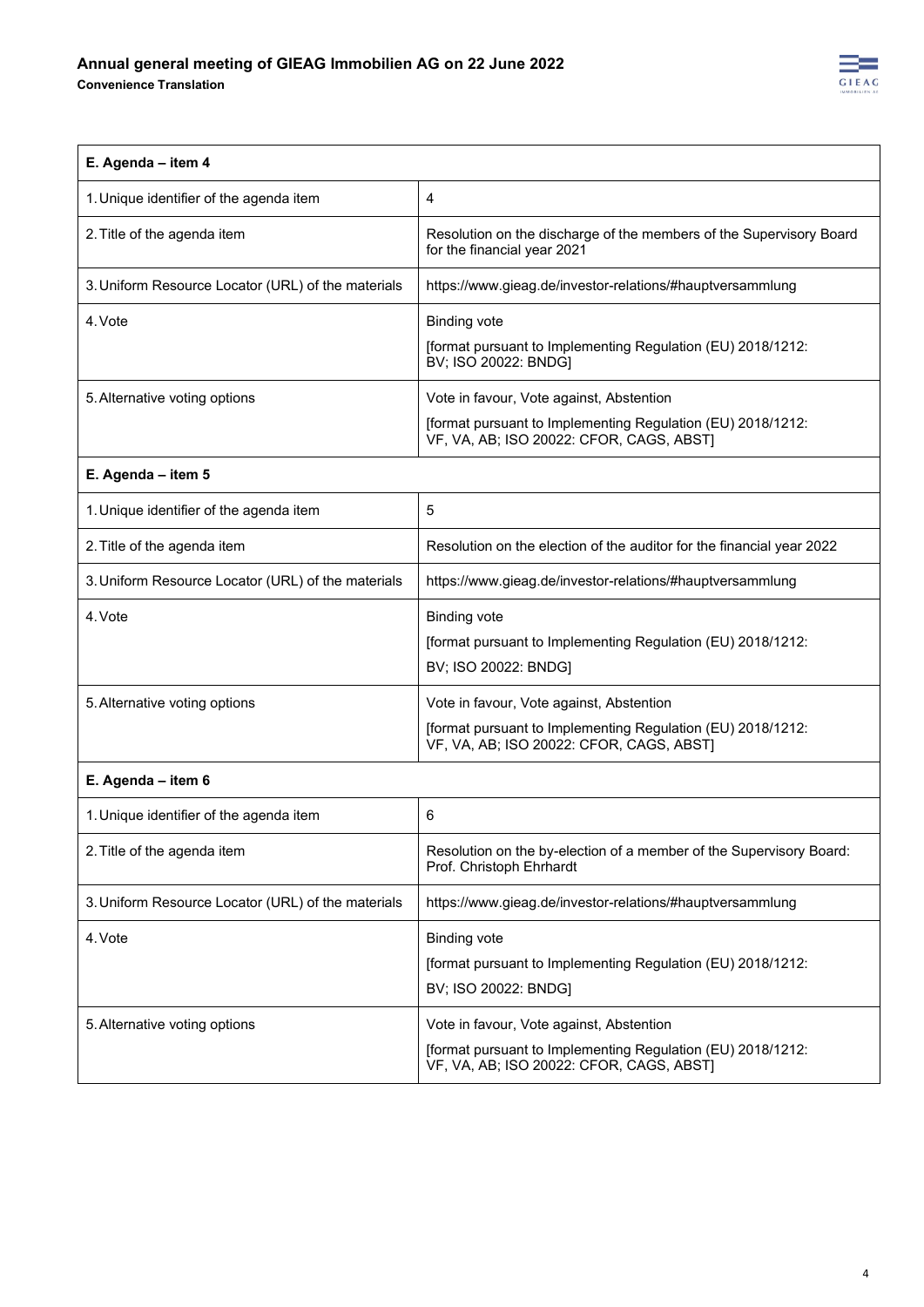| E. Agenda – item 4 | |
|---|---|
| 1. Unique identifier of the agenda item | 4 |
| 2. Title of the agenda item | Resolution on the discharge of the members of the Supervisory Board for the financial year 2021 |
| 3. Uniform Resource Locator (URL) of the materials | https://www.gieag.de/investor-relations/#hauptversammlung |
| 4. Vote | Binding vote<br>[format pursuant to Implementing Regulation (EU) 2018/1212: BV; ISO 20022: BNDG] |
| 5. Alternative voting options | Vote in favour, Vote against, Abstention<br>[format pursuant to Implementing Regulation (EU) 2018/1212: VF, VA, AB; ISO 20022: CFOR, CAGS, ABST] |
| **E. Agenda – item 5** | |
| 1. Unique identifier of the agenda item | 5 |
| 2. Title of the agenda item | Resolution on the election of the auditor for the financial year 2022 |
| 3. Uniform Resource Locator (URL) of the materials | https://www.gieag.de/investor-relations/#hauptversammlung |
| 4. Vote | Binding vote<br>[format pursuant to Implementing Regulation (EU) 2018/1212:<br>BV; ISO 20022: BNDG] |
| 5. Alternative voting options | Vote in favour, Vote against, Abstention<br>[format pursuant to Implementing Regulation (EU) 2018/1212: VF, VA, AB; ISO 20022: CFOR, CAGS, ABST] |
| **E. Agenda – item 6** | |
| 1. Unique identifier of the agenda item | 6 |
| 2. Title of the agenda item | Resolution on the by-election of a member of the Supervisory Board: Prof. Christoph Ehrhardt |
| 3. Uniform Resource Locator (URL) of the materials | https://www.gieag.de/investor-relations/#hauptversammlung |
| 4. Vote | Binding vote<br>[format pursuant to Implementing Regulation (EU) 2018/1212:<br>BV; ISO 20022: BNDG] |
| 5. Alternative voting options | Vote in favour, Vote against, Abstention<br>[format pursuant to Implementing Regulation (EU) 2018/1212: VF, VA, AB; ISO 20022: CFOR, CAGS, ABST] |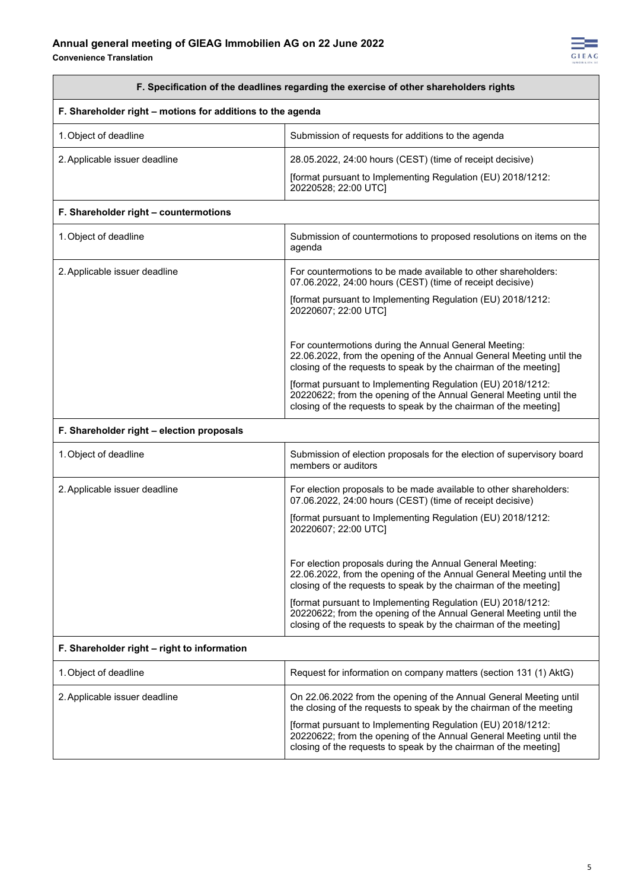# Annual general meeting of GIEAG Immobilien AG on 22 June 2022

**Convenience Translation**

| F. Specification of the deadlines regarding the exercise of other shareholders rights | |
|---|---|
| **F. Shareholder right – motions for additions to the agenda** | |
| 1. Object of deadline | Submission of requests for additions to the agenda |
| 2. Applicable issuer deadline | 28.05.2022, 24:00 hours (CEST) (time of receipt decisive)<br>[format pursuant to Implementing Regulation (EU) 2018/1212: 20220528; 22:00 UTC] |
| **F. Shareholder right – countermotions** | |
| 1. Object of deadline | Submission of countermotions to proposed resolutions on items on the agenda |
| 2. Applicable issuer deadline | For countermotions to be made available to other shareholders: 07.06.2022, 24:00 hours (CEST) (time of receipt decisive)<br>[format pursuant to Implementing Regulation (EU) 2018/1212: 20220607; 22:00 UTC]<br><br>For countermotions during the Annual General Meeting: 22.06.2022, from the opening of the Annual General Meeting until the closing of the requests to speak by the chairman of the meeting]<br>[format pursuant to Implementing Regulation (EU) 2018/1212: 20220622; from the opening of the Annual General Meeting until the closing of the requests to speak by the chairman of the meeting] |
| **F. Shareholder right – election proposals** | |
| 1. Object of deadline | Submission of election proposals for the election of supervisory board members or auditors |
| 2. Applicable issuer deadline | For election proposals to be made available to other shareholders: 07.06.2022, 24:00 hours (CEST) (time of receipt decisive)<br>[format pursuant to Implementing Regulation (EU) 2018/1212: 20220607; 22:00 UTC]<br><br>For election proposals during the Annual General Meeting: 22.06.2022, from the opening of the Annual General Meeting until the closing of the requests to speak by the chairman of the meeting]<br>[format pursuant to Implementing Regulation (EU) 2018/1212: 20220622; from the opening of the Annual General Meeting until the closing of the requests to speak by the chairman of the meeting] |
| **F. Shareholder right – right to information** | |
| 1. Object of deadline | Request for information on company matters (section 131 (1) AktG) |
| 2. Applicable issuer deadline | On 22.06.2022 from the opening of the Annual General Meeting until the closing of the requests to speak by the chairman of the meeting<br>[format pursuant to Implementing Regulation (EU) 2018/1212: 20220622; from the opening of the Annual General Meeting until the closing of the requests to speak by the chairman of the meeting] |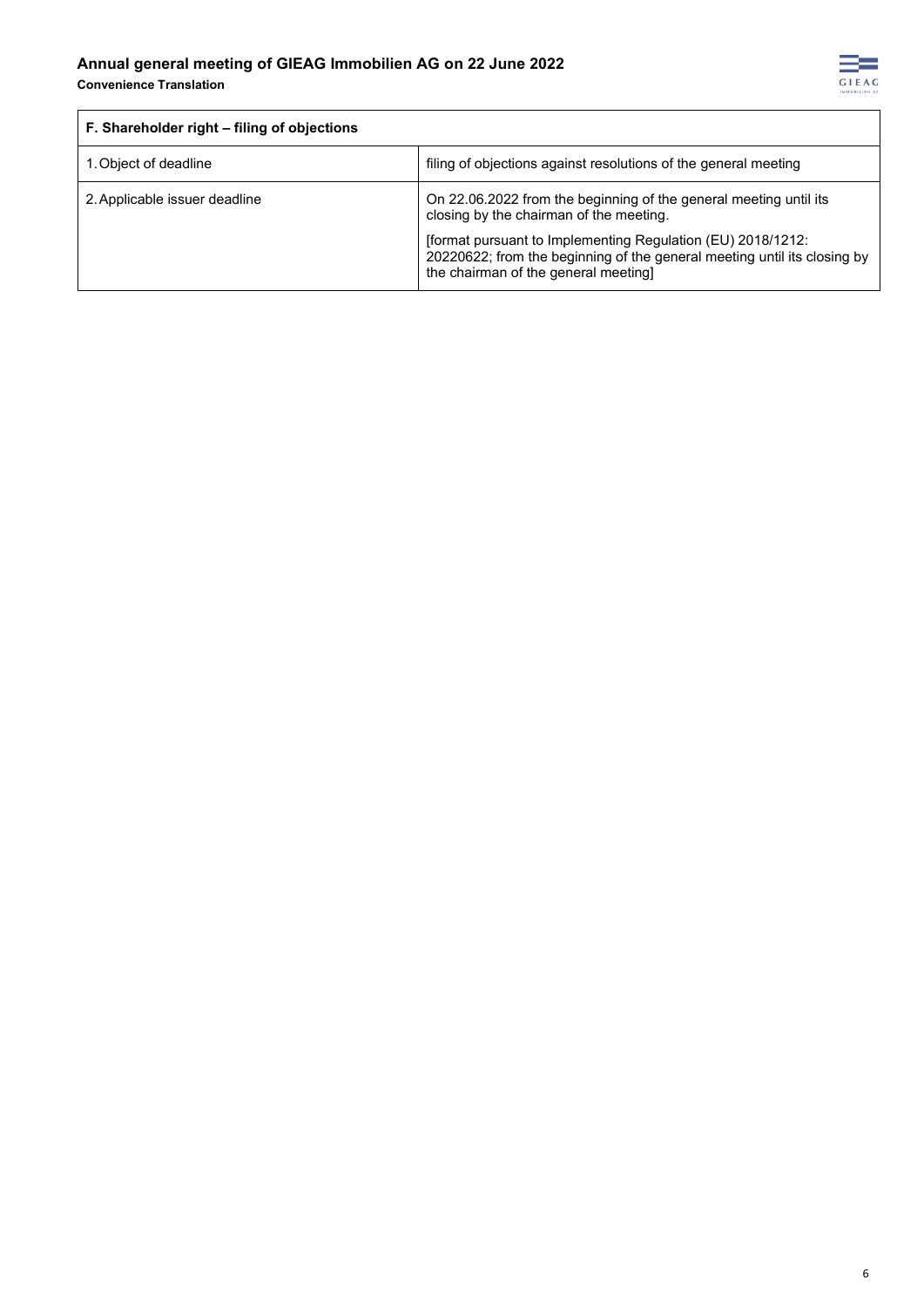| F. Shareholder right – filing of objections | |
|---|---|
| 1. Object of deadline | filing of objections against resolutions of the general meeting |
| 2. Applicable issuer deadline | On 22.06.2022 from the beginning of the general meeting until its closing by the chairman of the meeting.<br><br>[format pursuant to Implementing Regulation (EU) 2018/1212: 20220622; from the beginning of the general meeting until its closing by the chairman of the general meeting] |